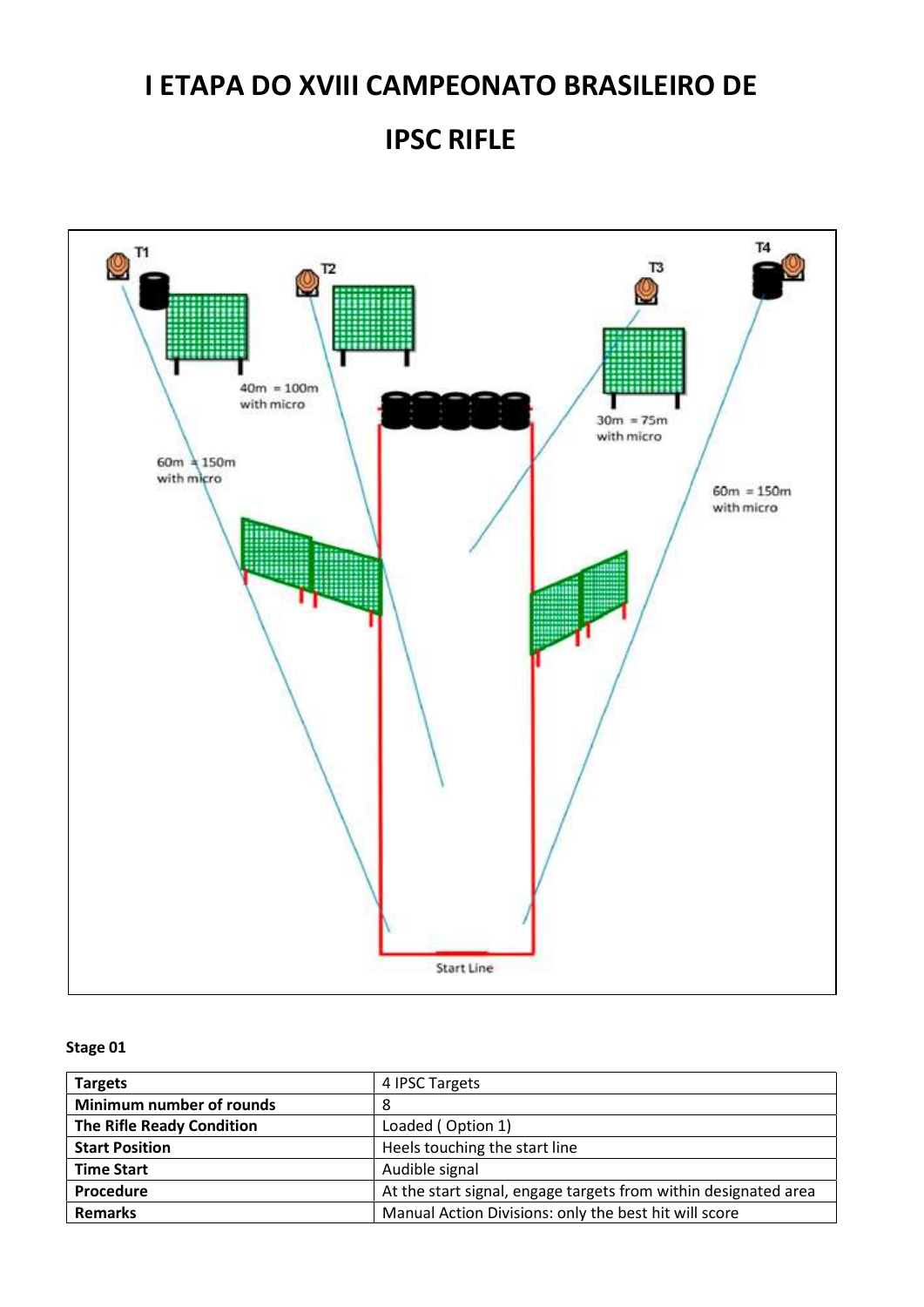# I ETAPA DO XVIII CAMPEONATO BRASILEIRO DE IPSC RIFLE

T1

T2

T3

T4

40m = 100m with micro

60m = 150m with micro

30m = 75m with micro

60m = 150m with micro

Start Line

**Stage 01**

| **Targets** | 4 IPSC Targets |
|---|---|
| **Minimum number of rounds** | 8 |
| **The Rifle Ready Condition** | Loaded ( Option 1) |
| **Start Position** | Heels touching the start line |
| **Time Start** | Audible signal |
| **Procedure** | At the start signal, engage targets from within designated area |
| **Remarks** | Manual Action Divisions: only the best hit will score |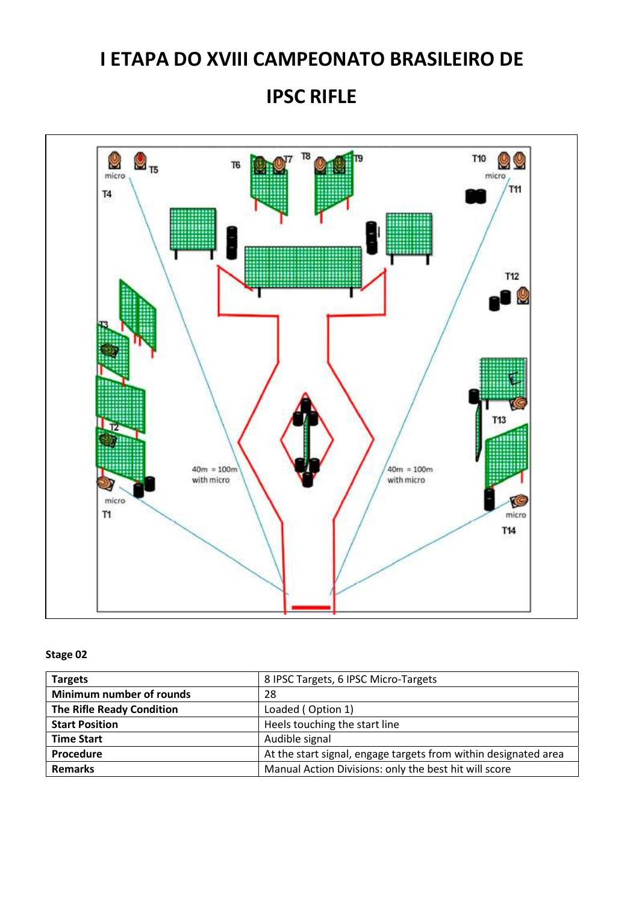# I ETAPA DO XVIII CAMPEONATO BRASILEIRO DE

# IPSC RIFLE

**Stage 02**

| **Targets** | 8 IPSC Targets, 6 IPSC Micro-Targets |
|---|---|
| **Minimum number of rounds** | 28 |
| **The Rifle Ready Condition** | Loaded ( Option 1) |
| **Start Position** | Heels touching the start line |
| **Time Start** | Audible signal |
| **Procedure** | At the start signal, engage targets from within designated area |
| **Remarks** | Manual Action Divisions: only the best hit will score |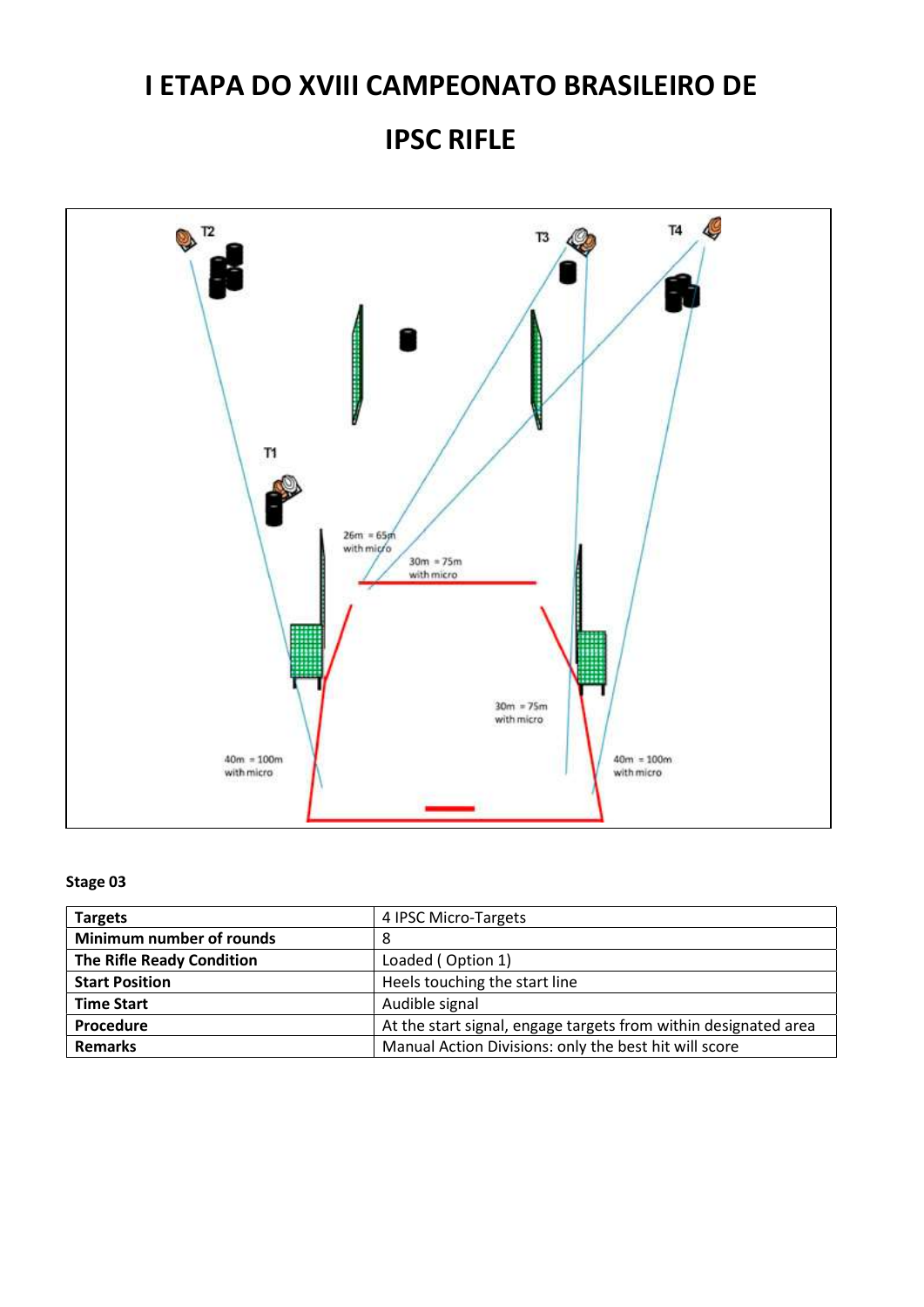# I ETAPA DO XVIII CAMPEONATO BRASILEIRO DE

# IPSC RIFLE

T2

T3

T4

T1

26m = 65m
with micro

30m = 75m
with micro

30m = 75m
with micro

40m = 100m
with micro

40m = 100m
with micro

**Stage 03**

| **Targets** | 4 IPSC Micro-Targets |
|---|---|
| **Minimum number of rounds** | 8 |
| **The Rifle Ready Condition** | Loaded ( Option 1) |
| **Start Position** | Heels touching the start line |
| **Time Start** | Audible signal |
| **Procedure** | At the start signal, engage targets from within designated area |
| **Remarks** | Manual Action Divisions: only the best hit will score |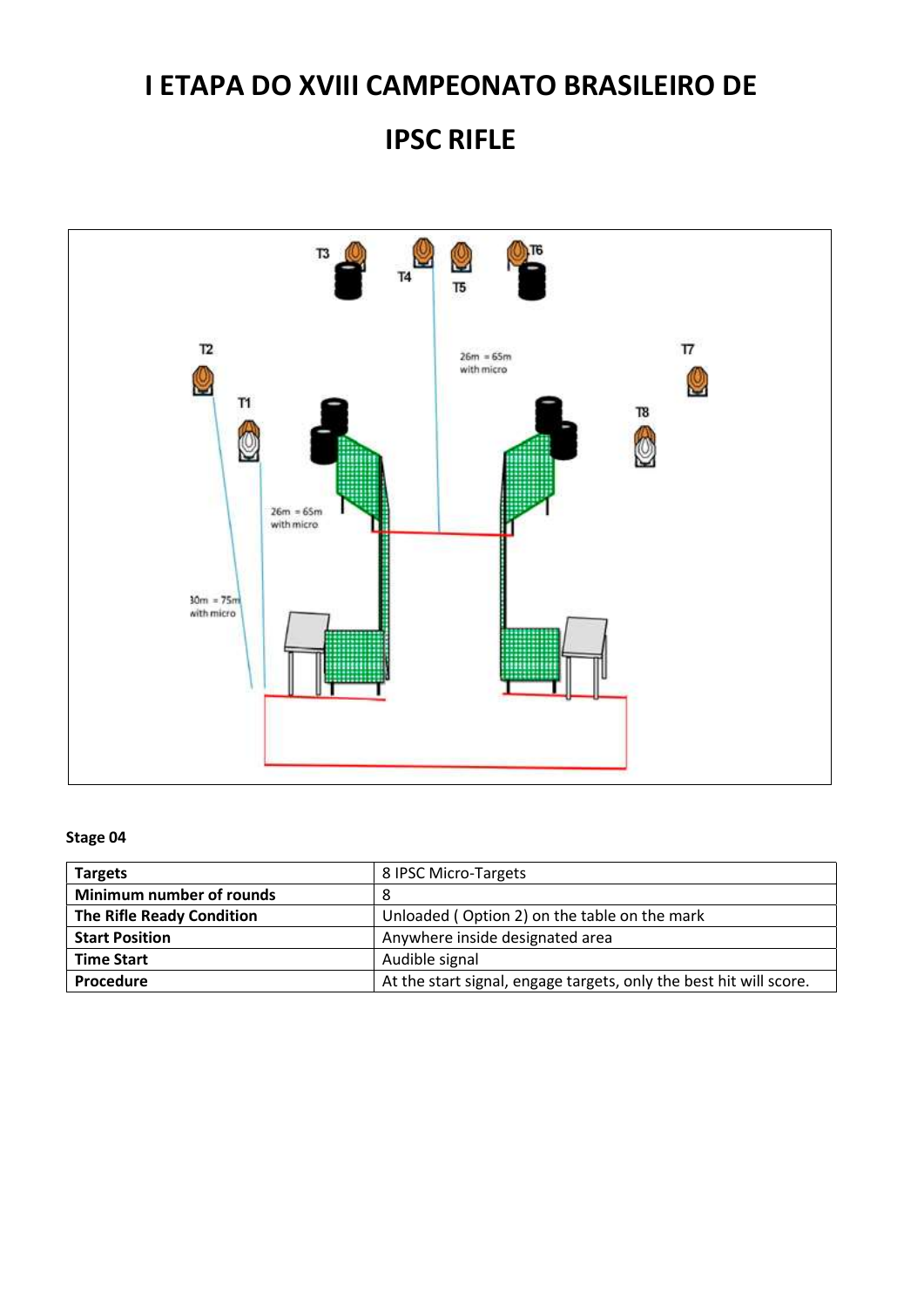# I ETAPA DO XVIII CAMPEONATO BRASILEIRO DE

# IPSC RIFLE

T3 T4 T5 T6

T2 T7

T1 T8

26m = 65m with micro

26m = 65m with micro

30m = 75m with micro

**Stage 04**

| **Targets** | 8 IPSC Micro-Targets |
|---|---|
| **Minimum number of rounds** | 8 |
| **The Rifle Ready Condition** | Unloaded ( Option 2) on the table on the mark |
| **Start Position** | Anywhere inside designated area |
| **Time Start** | Audible signal |
| **Procedure** | At the start signal, engage targets, only the best hit will score. |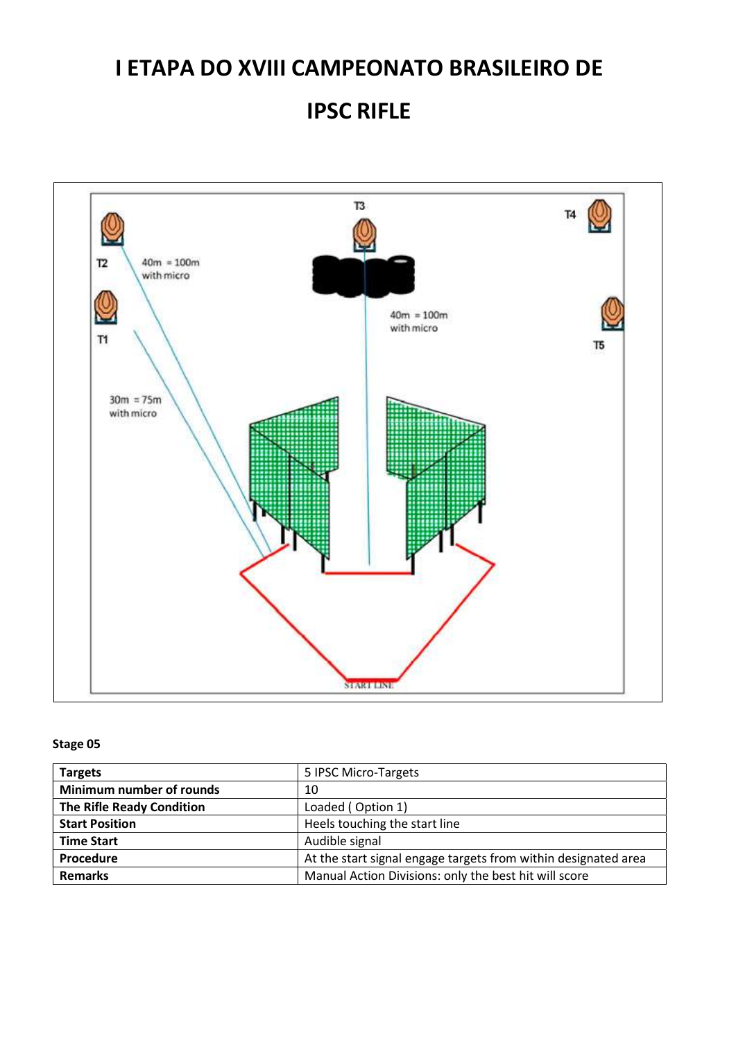# I ETAPA DO XVIII CAMPEONATO BRASILEIRO DE

# IPSC RIFLE

T3

T4

T2

40m = 100m
with micro

T1

40m = 100m
with micro

T5

30m = 75m
with micro

START LINE

**Stage 05**

| **Targets** | 5 IPSC Micro-Targets |
|---|---|
| **Minimum number of rounds** | 10 |
| **The Rifle Ready Condition** | Loaded ( Option 1) |
| **Start Position** | Heels touching the start line |
| **Time Start** | Audible signal |
| **Procedure** | At the start signal engage targets from within designated area |
| **Remarks** | Manual Action Divisions: only the best hit will score |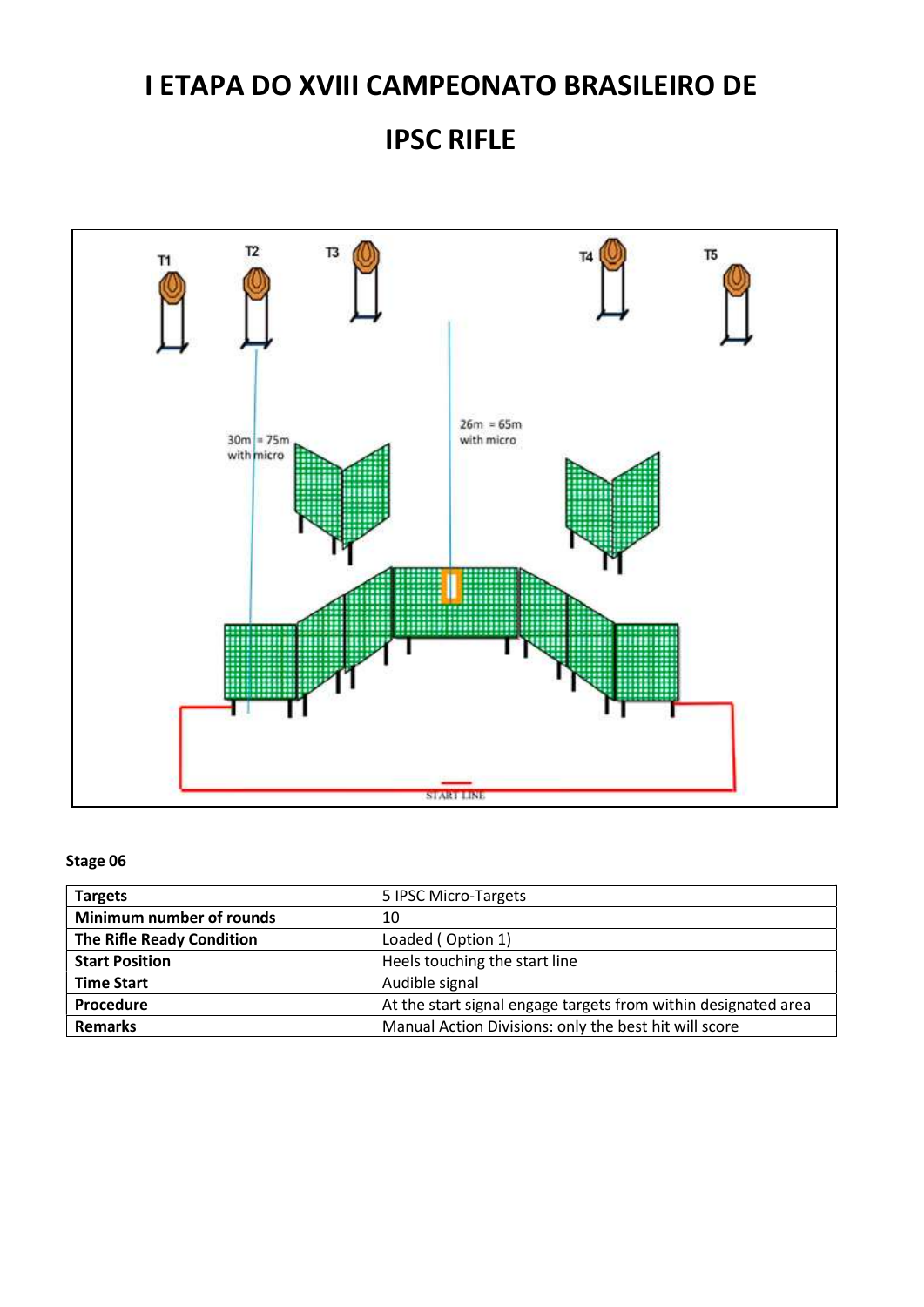# I ETAPA DO XVIII CAMPEONATO BRASILEIRO DE IPSC RIFLE

T1 T2 T3 T4 T5

30m = 75m with micro

26m = 65m with micro

START LINE

**Stage 06**

| **Targets** | 5 IPSC Micro-Targets |
|---|---|
| **Minimum number of rounds** | 10 |
| **The Rifle Ready Condition** | Loaded ( Option 1) |
| **Start Position** | Heels touching the start line |
| **Time Start** | Audible signal |
| **Procedure** | At the start signal engage targets from within designated area |
| **Remarks** | Manual Action Divisions: only the best hit will score |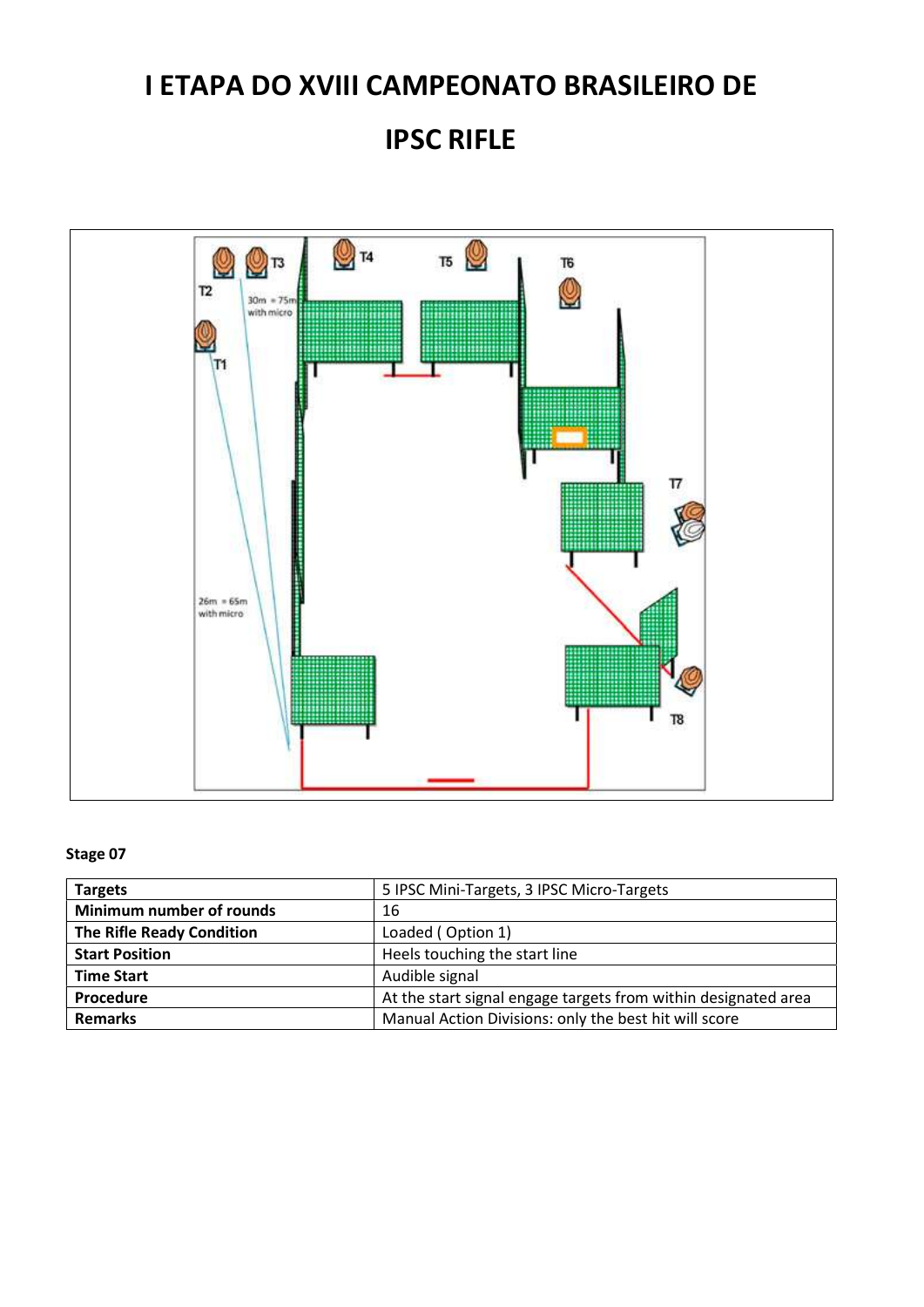# I ETAPA DO XVIII CAMPEONATO BRASILEIRO DE

# IPSC RIFLE

**Stage 07**

| **Targets** | 5 IPSC Mini-Targets, 3 IPSC Micro-Targets |
|---|---|
| **Minimum number of rounds** | 16 |
| **The Rifle Ready Condition** | Loaded ( Option 1) |
| **Start Position** | Heels touching the start line |
| **Time Start** | Audible signal |
| **Procedure** | At the start signal engage targets from within designated area |
| **Remarks** | Manual Action Divisions: only the best hit will score |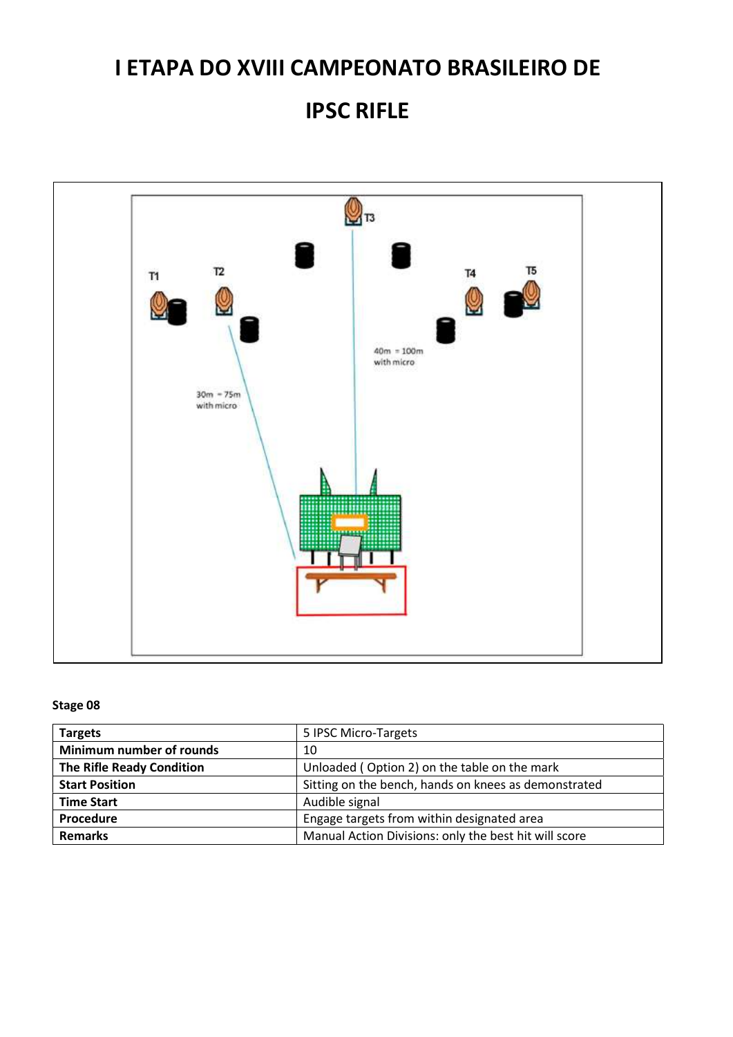# I ETAPA DO XVIII CAMPEONATO BRASILEIRO DE IPSC RIFLE

**Stage 08**

| **Targets** | 5 IPSC Micro-Targets |
|---|---|
| **Minimum number of rounds** | 10 |
| **The Rifle Ready Condition** | Unloaded ( Option 2) on the table on the mark |
| **Start Position** | Sitting on the bench, hands on knees as demonstrated |
| **Time Start** | Audible signal |
| **Procedure** | Engage targets from within designated area |
| **Remarks** | Manual Action Divisions: only the best hit will score |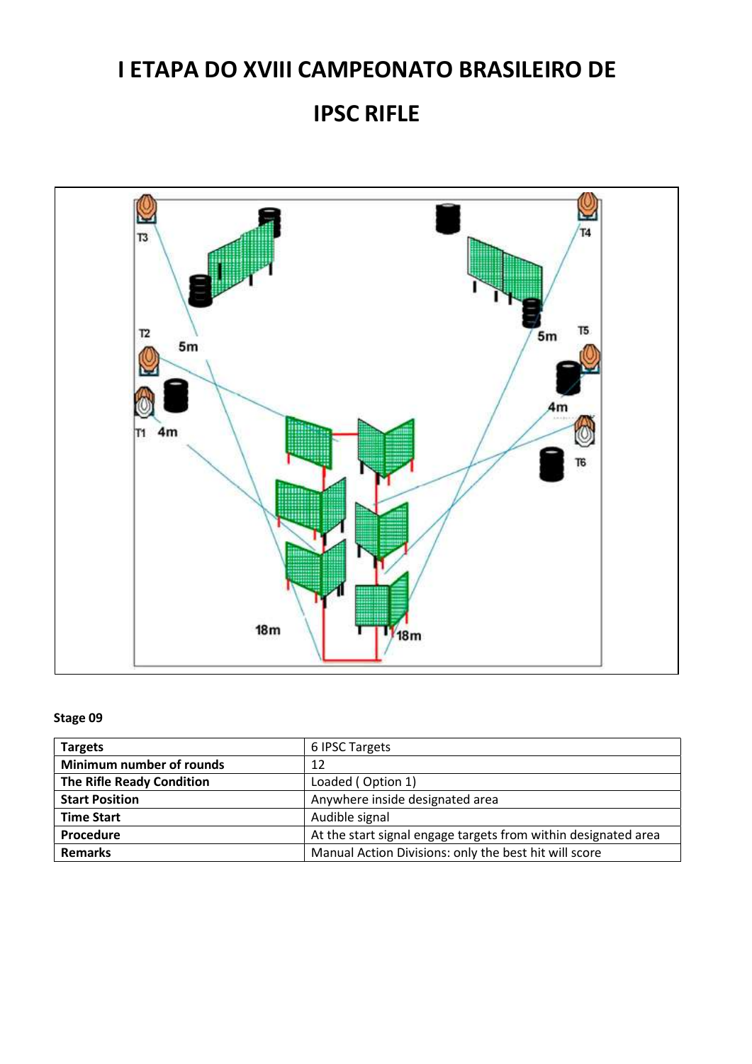# I ETAPA DO XVIII CAMPEONATO BRASILEIRO DE

# IPSC RIFLE

**Stage 09**

| **Targets** | 6 IPSC Targets |
| --- | --- |
| **Minimum number of rounds** | 12 |
| **The Rifle Ready Condition** | Loaded ( Option 1) |
| **Start Position** | Anywhere inside designated area |
| **Time Start** | Audible signal |
| **Procedure** | At the start signal engage targets from within designated area |
| **Remarks** | Manual Action Divisions: only the best hit will score |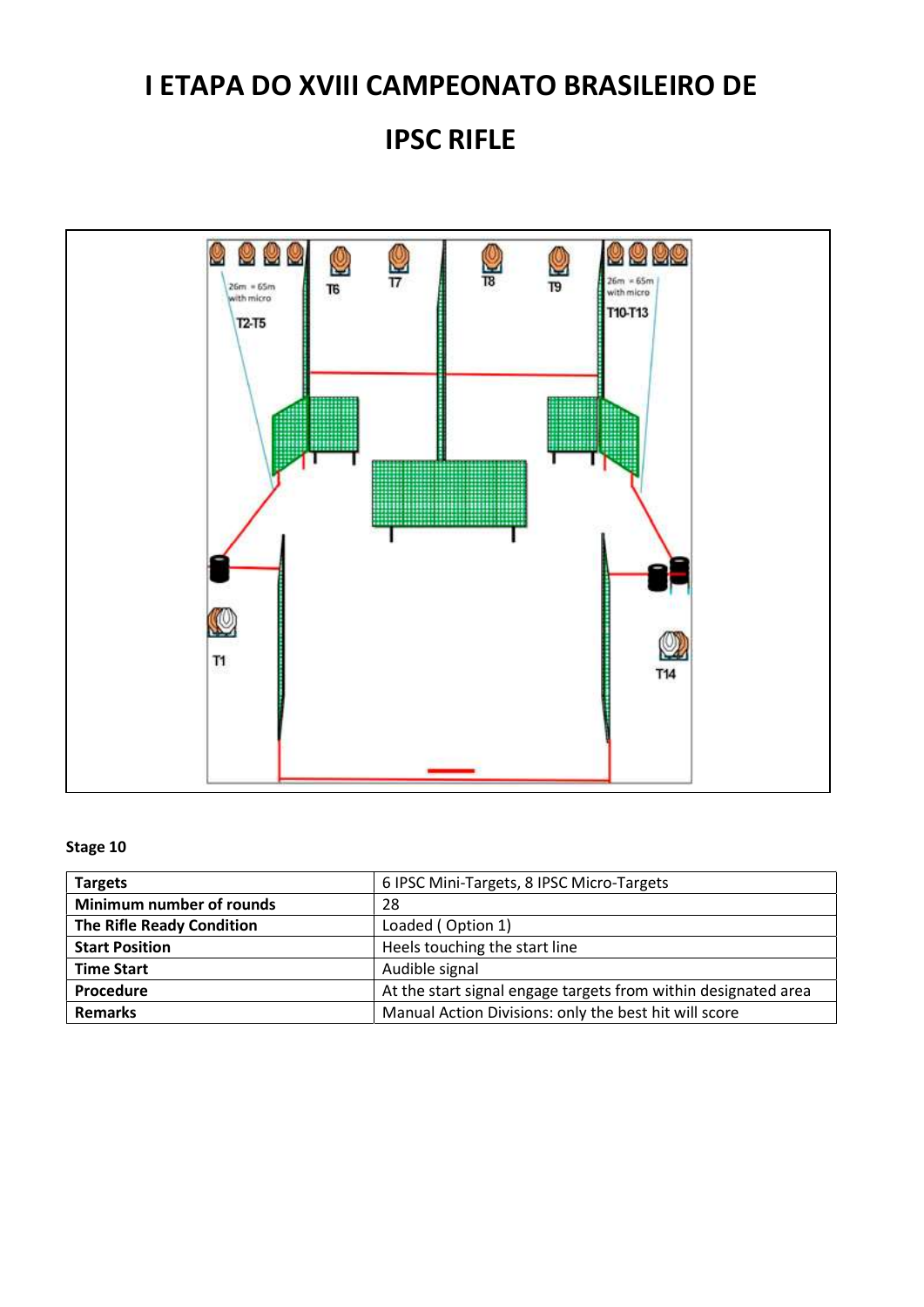# I ETAPA DO XVIII CAMPEONATO BRASILEIRO DE IPSC RIFLE

**Stage 10**

| **Targets** | 6 IPSC Mini-Targets, 8 IPSC Micro-Targets |
|---|---|
| **Minimum number of rounds** | 28 |
| **The Rifle Ready Condition** | Loaded ( Option 1) |
| **Start Position** | Heels touching the start line |
| **Time Start** | Audible signal |
| **Procedure** | At the start signal engage targets from within designated area |
| **Remarks** | Manual Action Divisions: only the best hit will score |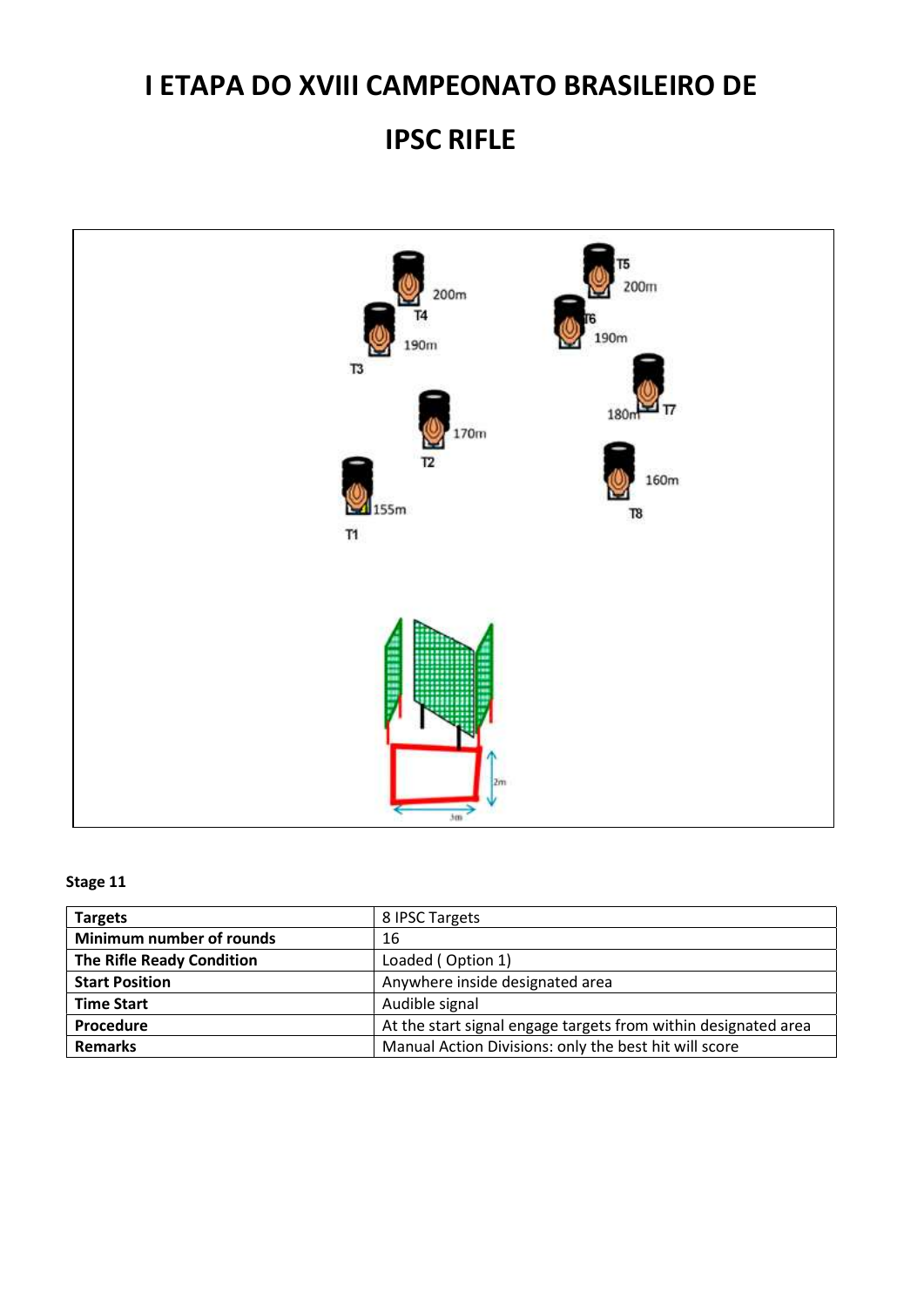# I ETAPA DO XVIII CAMPEONATO BRASILEIRO DE

# IPSC RIFLE

**Stage 11**

| **Targets** | 8 IPSC Targets |
|---|---|
| **Minimum number of rounds** | 16 |
| **The Rifle Ready Condition** | Loaded ( Option 1) |
| **Start Position** | Anywhere inside designated area |
| **Time Start** | Audible signal |
| **Procedure** | At the start signal engage targets from within designated area |
| **Remarks** | Manual Action Divisions: only the best hit will score |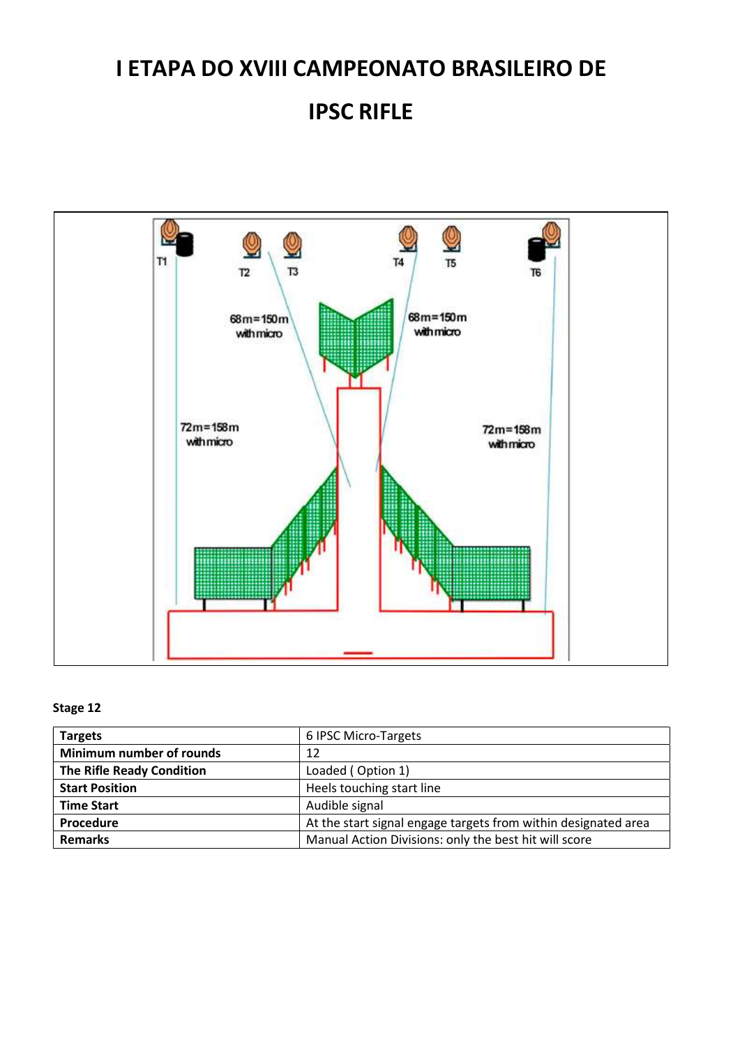# I ETAPA DO XVIII CAMPEONATO BRASILEIRO DE IPSC RIFLE

T1

T2

T3

T4

T5

T6

68m=150m with micro

68m=150m with micro

72m=158m with micro

72m=158m with micro

**Stage 12**

| | |
|---|---|
| **Targets** | 6 IPSC Micro-Targets |
| **Minimum number of rounds** | 12 |
| **The Rifle Ready Condition** | Loaded ( Option 1) |
| **Start Position** | Heels touching start line |
| **Time Start** | Audible signal |
| **Procedure** | At the start signal engage targets from within designated area |
| **Remarks** | Manual Action Divisions: only the best hit will score |